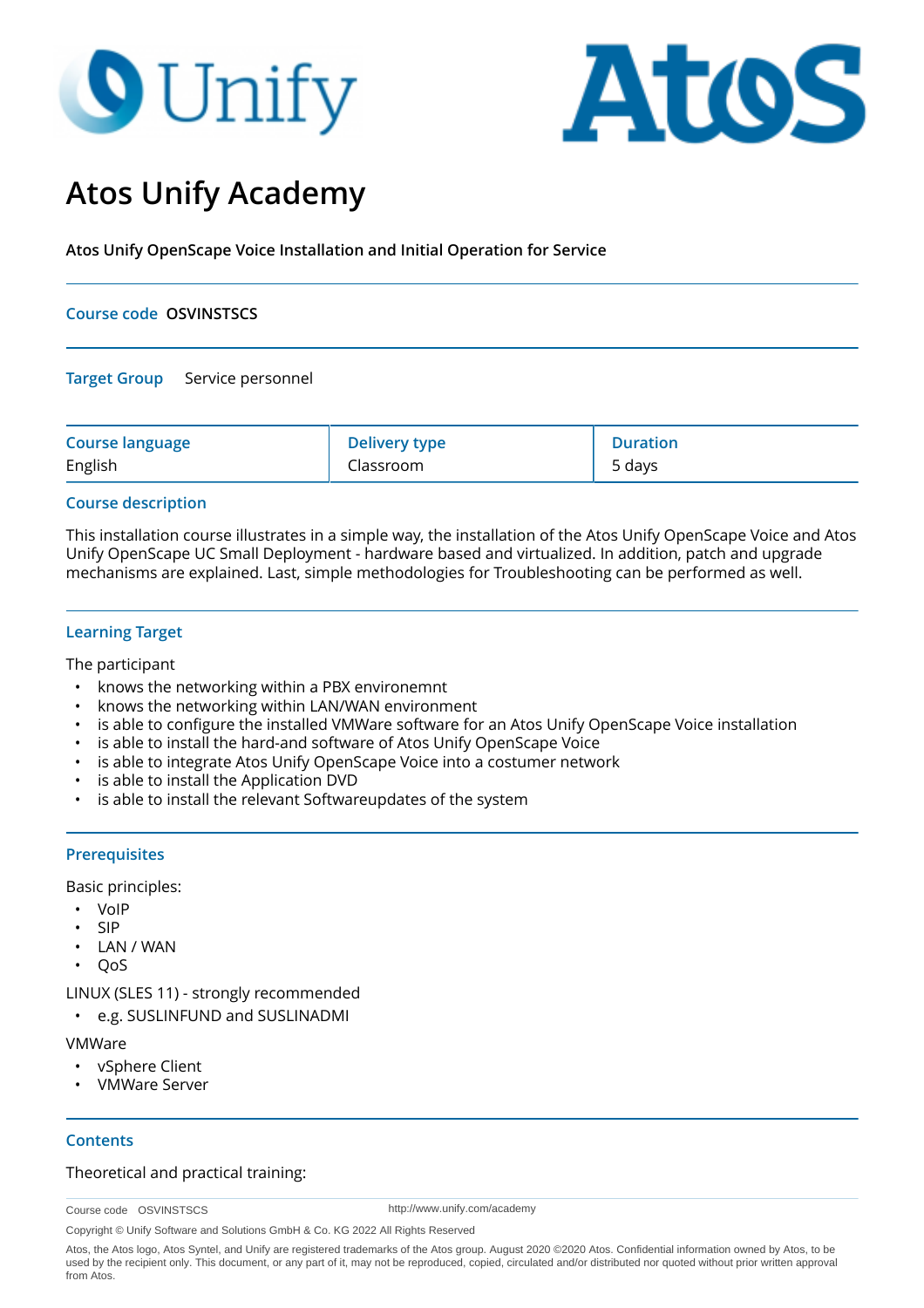# Atos Unify Academy

**Atos Unify OpenScape Voice Installation and Initial Operation for Service**

**Course code** **OSVINSTSCS**

**Target Group** Service personnel

| Course language | Delivery type | Duration |
|---|---|---|
| English | Classroom | 5 days |

## Course description

This installation course illustrates in a simple way, the installation of the Atos Unify OpenScape Voice and Atos Unify OpenScape UC Small Deployment - hardware based and virtualized. In addition, patch and upgrade mechanisms are explained. Last, simple methodologies for Troubleshooting can be performed as well.

## Learning Target

The participant

- knows the networking within a PBX environemnt
- knows the networking within LAN/WAN environment
- is able to configure the installed VMWare software for an Atos Unify OpenScape Voice installation
- is able to install the hard-and software of Atos Unify OpenScape Voice
- is able to integrate Atos Unify OpenScape Voice into a costumer network
- is able to install the Application DVD
- is able to install the relevant Softwareupdates of the system

## Prerequisites

Basic principles:

- VoIP
- SIP
- LAN / WAN
- QoS

LINUX (SLES 11) - strongly recommended

- e.g. SUSLINFUND and SUSLINADMI

VMWare

- vSphere Client
- VMWare Server

## Contents

Theoretical and practical training: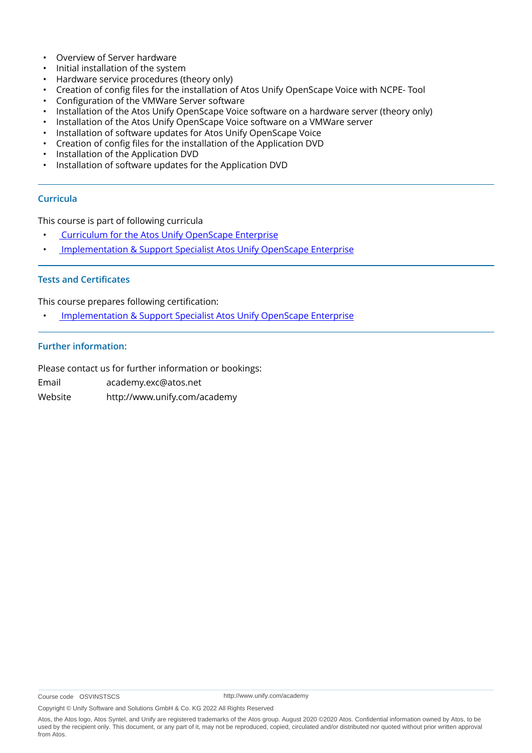- Overview of Server hardware
- Initial installation of the system
- Hardware service procedures (theory only)
- Creation of config files for the installation of Atos Unify OpenScape Voice with NCPE- Tool
- Configuration of the VMWare Server software
- Installation of the Atos Unify OpenScape Voice software on a hardware server (theory only)
- Installation of the Atos Unify OpenScape Voice software on a VMWare server
- Installation of software updates for Atos Unify OpenScape Voice
- Creation of config files for the installation of the Application DVD
- Installation of the Application DVD
- Installation of software updates for the Application DVD

## Curricula

This course is part of following curricula

- Curriculum for the Atos Unify OpenScape Enterprise
- Implementation & Support Specialist Atos Unify OpenScape Enterprise

## Tests and Certificates

This course prepares following certification:

- Implementation & Support Specialist Atos Unify OpenScape Enterprise

## Further information:

Please contact us for further information or bookings:

Email academy.exc@atos.net

Website http://www.unify.com/academy

Course code OSVINSTSCS http://www.unify.com/academy

Copyright © Unify Software and Solutions GmbH & Co. KG 2022 All Rights Reserved

Atos, the Atos logo, Atos Syntel, and Unify are registered trademarks of the Atos group. August 2020 ©2020 Atos. Confidential information owned by Atos, to be used by the recipient only. This document, or any part of it, may not be reproduced, copied, circulated and/or distributed nor quoted without prior written approval from Atos.